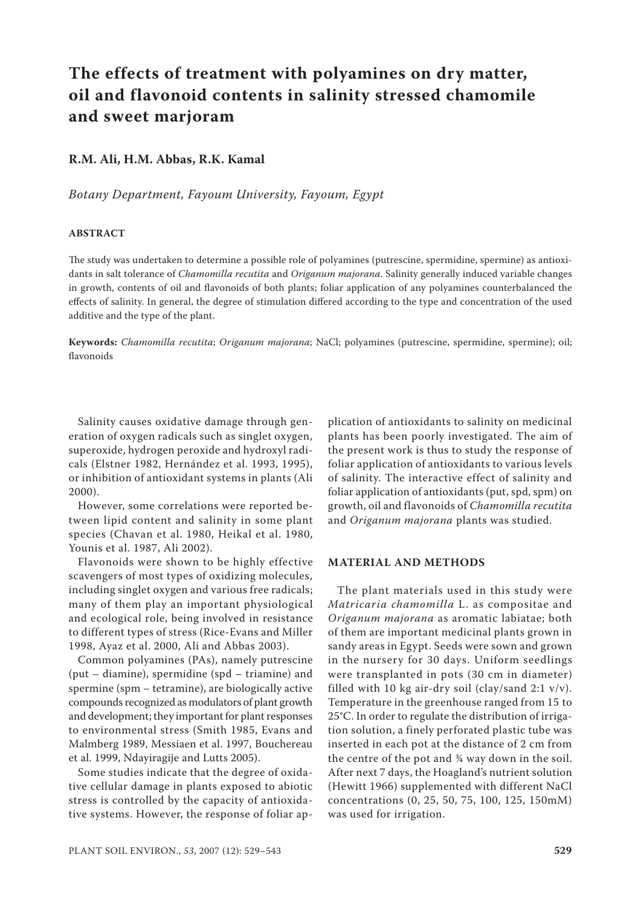# The effects of treatment with polyamines on dry matter, oil and flavonoid contents in salinity stressed chamomile and sweet marjoram

**R.M. Ali, H.M. Abbas, R.K. Kamal**

*Botany Department, Fayoum University, Fayoum, Egypt*

## ABSTRACT

The study was undertaken to determine a possible role of polyamines (putrescine, spermidine, spermine) as antioxidants in salt tolerance of *Chamomilla recutita* and *Origanum majorana*. Salinity generally induced variable changes in growth, contents of oil and flavonoids of both plants; foliar application of any polyamines counterbalanced the effects of salinity. In general, the degree of stimulation differed according to the type and concentration of the used additive and the type of the plant.

**Keywords:** *Chamomilla recutita*; *Origanum majorana*; NaCl; polyamines (putrescine, spermidine, spermine); oil; flavonoids

Salinity causes oxidative damage through generation of oxygen radicals such as singlet oxygen, superoxide, hydrogen peroxide and hydroxyl radicals (Elstner 1982, Hernández et al. 1993, 1995), or inhibition of antioxidant systems in plants (Ali 2000).

However, some correlations were reported between lipid content and salinity in some plant species (Chavan et al. 1980, Heikal et al. 1980, Younis et al. 1987, Ali 2002).

Flavonoids were shown to be highly effective scavengers of most types of oxidizing molecules, including singlet oxygen and various free radicals; many of them play an important physiological and ecological role, being involved in resistance to different types of stress (Rice-Evans and Miller 1998, Ayaz et al. 2000, Ali and Abbas 2003).

Common polyamines (PAs), namely putrescine (put – diamine), spermidine (spd – triamine) and spermine (spm – tetramine), are biologically active compounds recognized as modulators of plant growth and development; they important for plant responses to environmental stress (Smith 1985, Evans and Malmberg 1989, Messiaen et al. 1997, Bouchereau et al. 1999, Ndayiragije and Lutts 2005).

Some studies indicate that the degree of oxidative cellular damage in plants exposed to abiotic stress is controlled by the capacity of antioxidative systems. However, the response of foliar application of antioxidants to salinity on medicinal plants has been poorly investigated. The aim of the present work is thus to study the response of foliar application of antioxidants to various levels of salinity. The interactive effect of salinity and foliar application of antioxidants (put, spd, spm) on growth, oil and flavonoids of *Chamomilla recutita* and *Origanum majorana* plants was studied.

## MATERIAL AND METHODS

The plant materials used in this study were *Matricaria chamomilla* L. as compositae and *Origanum majorana* as aromatic labiatae; both of them are important medicinal plants grown in sandy areas in Egypt. Seeds were sown and grown in the nursery for 30 days. Uniform seedlings were transplanted in pots (30 cm in diameter) filled with 10 kg air-dry soil (clay/sand 2:1 v/v). Temperature in the greenhouse ranged from 15 to 25°C. In order to regulate the distribution of irrigation solution, a finely perforated plastic tube was inserted in each pot at the distance of 2 cm from the centre of the pot and ¾ way down in the soil. After next 7 days, the Hoagland's nutrient solution (Hewitt 1966) supplemented with different NaCl concentrations (0, 25, 50, 75, 100, 125, 150mM) was used for irrigation.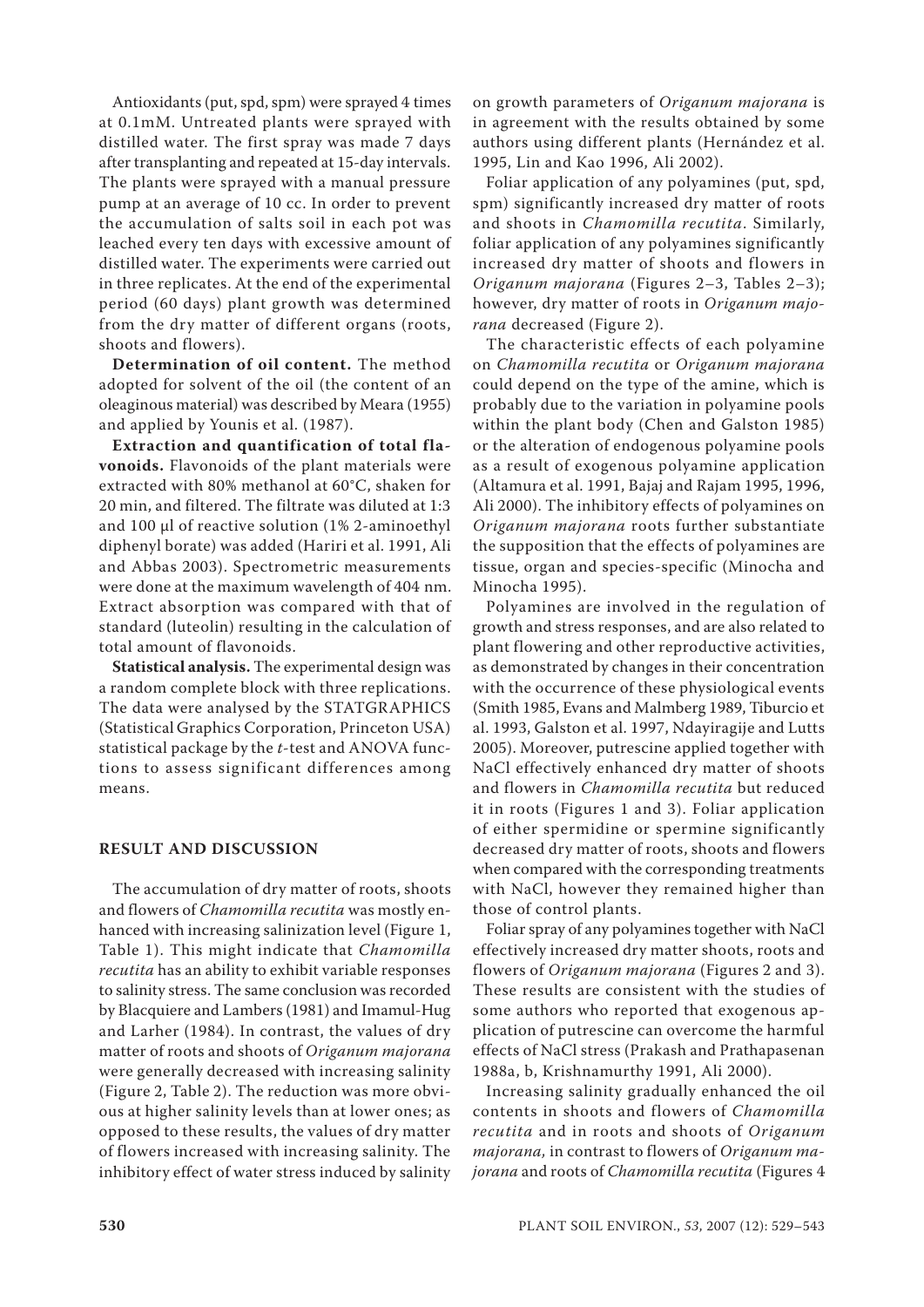Antioxidants (put, spd, spm) were sprayed 4 times at 0.1mM. Untreated plants were sprayed with distilled water. The first spray was made 7 days after transplanting and repeated at 15-day intervals. The plants were sprayed with a manual pressure pump at an average of 10 cc. In order to prevent the accumulation of salts soil in each pot was leached every ten days with excessive amount of distilled water. The experiments were carried out in three replicates. At the end of the experimental period (60 days) plant growth was determined from the dry matter of different organs (roots, shoots and flowers).

**Determination of oil content.** The method adopted for solvent of the oil (the content of an oleaginous material) was described by Meara (1955) and applied by Younis et al. (1987).

**Extraction and quantification of total flavonoids.** Flavonoids of the plant materials were extracted with 80% methanol at 60°C, shaken for 20 min, and filtered. The filtrate was diluted at 1:3 and 100 µl of reactive solution (1% 2-aminoethyl diphenyl borate) was added (Hariri et al. 1991, Ali and Abbas 2003). Spectrometric measurements were done at the maximum wavelength of 404 nm. Extract absorption was compared with that of standard (luteolin) resulting in the calculation of total amount of flavonoids.

**Statistical analysis.** The experimental design was a random complete block with three replications. The data were analysed by the STATGRAPHICS (Statistical Graphics Corporation, Princeton USA) statistical package by the *t*-test and ANOVA functions to assess significant differences among means.

## RESULT AND DISCUSSION

The accumulation of dry matter of roots, shoots and flowers of *Chamomilla recutita* was mostly enhanced with increasing salinization level (Figure 1, Table 1). This might indicate that *Chamomilla recutita* has an ability to exhibit variable responses to salinity stress. The same conclusion was recorded by Blacquiere and Lambers (1981) and Imamul-Hug and Larher (1984). In contrast, the values of dry matter of roots and shoots of *Origanum majorana* were generally decreased with increasing salinity (Figure 2, Table 2). The reduction was more obvious at higher salinity levels than at lower ones; as opposed to these results, the values of dry matter of flowers increased with increasing salinity. The inhibitory effect of water stress induced by salinity on growth parameters of *Origanum majorana* is in agreement with the results obtained by some authors using different plants (Hernández et al. 1995, Lin and Kao 1996, Ali 2002).

Foliar application of any polyamines (put, spd, spm) significantly increased dry matter of roots and shoots in *Chamomilla recutita*. Similarly, foliar application of any polyamines significantly increased dry matter of shoots and flowers in *Origanum majorana* (Figures 2–3, Tables 2–3); however, dry matter of roots in *Origanum majorana* decreased (Figure 2).

The characteristic effects of each polyamine on *Chamomilla recutita* or *Origanum majorana* could depend on the type of the amine, which is probably due to the variation in polyamine pools within the plant body (Chen and Galston 1985) or the alteration of endogenous polyamine pools as a result of exogenous polyamine application (Altamura et al. 1991, Bajaj and Rajam 1995, 1996, Ali 2000). The inhibitory effects of polyamines on *Origanum majorana* roots further substantiate the supposition that the effects of polyamines are tissue, organ and species-specific (Minocha and Minocha 1995).

Polyamines are involved in the regulation of growth and stress responses, and are also related to plant flowering and other reproductive activities, as demonstrated by changes in their concentration with the occurrence of these physiological events (Smith 1985, Evans and Malmberg 1989, Tiburcio et al. 1993, Galston et al. 1997, Ndayiragije and Lutts 2005). Moreover, putrescine applied together with NaCl effectively enhanced dry matter of shoots and flowers in *Chamomilla recutita* but reduced it in roots (Figures 1 and 3). Foliar application of either spermidine or spermine significantly decreased dry matter of roots, shoots and flowers when compared with the corresponding treatments with NaCl, however they remained higher than those of control plants.

Foliar spray of any polyamines together with NaCl effectively increased dry matter shoots, roots and flowers of *Origanum majorana* (Figures 2 and 3). These results are consistent with the studies of some authors who reported that exogenous application of putrescine can overcome the harmful effects of NaCl stress (Prakash and Prathapasenan 1988a, b, Krishnamurthy 1991, Ali 2000).

Increasing salinity gradually enhanced the oil contents in shoots and flowers of *Chamomilla recutita* and in roots and shoots of *Origanum majorana,* in contrast to flowers of *Origanum majorana* and roots of *Chamomilla recutita* (Figures 4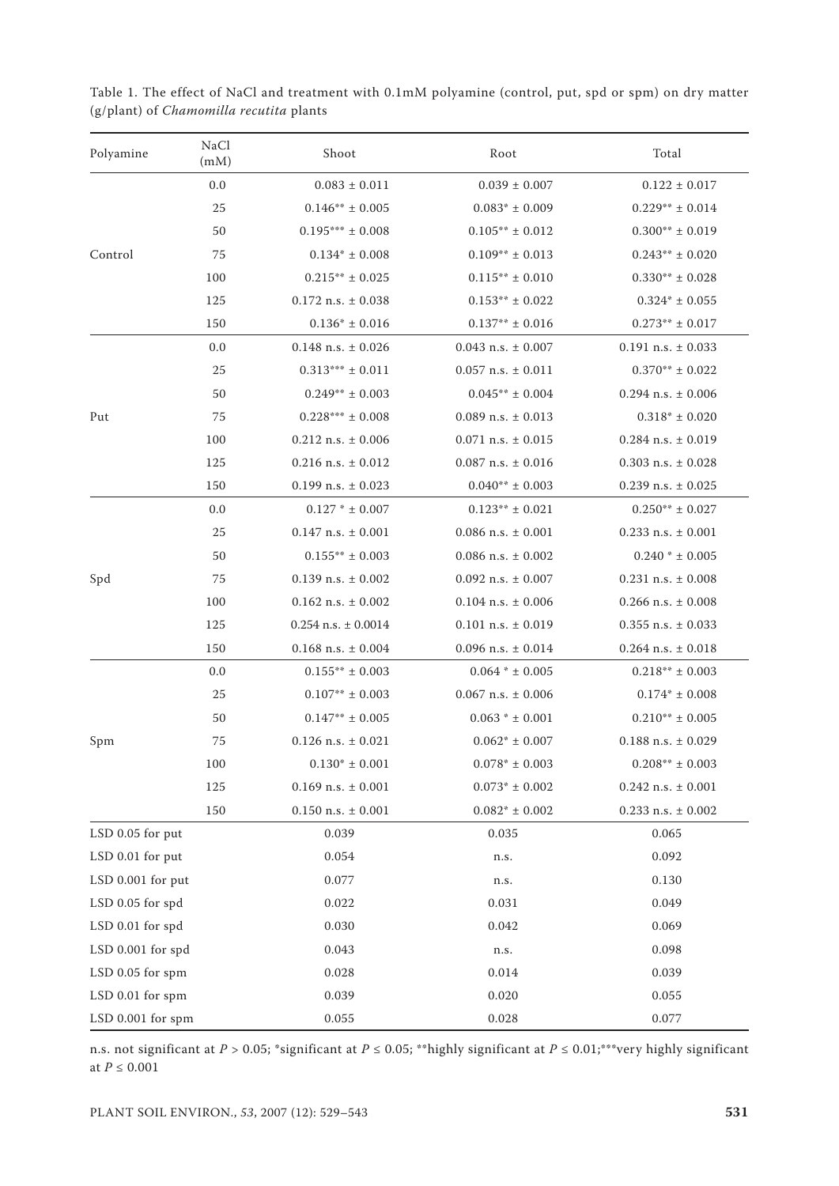Table 1. The effect of NaCl and treatment with 0.1mM polyamine (control, put, spd or spm) on dry matter (g/plant) of *Chamomilla recutita* plants

| Polyamine | NaCl (mM) | Shoot | Root | Total |
|---|---|---|---|---|
| Control | 0.0 | 0.083 ± 0.011 | 0.039 ± 0.007 | 0.122 ± 0.017 |
| | 25 | 0.146** ± 0.005 | 0.083* ± 0.009 | 0.229** ± 0.014 |
| | 50 | 0.195*** ± 0.008 | 0.105** ± 0.012 | 0.300** ± 0.019 |
| | 75 | 0.134* ± 0.008 | 0.109** ± 0.013 | 0.243** ± 0.020 |
| | 100 | 0.215** ± 0.025 | 0.115** ± 0.010 | 0.330** ± 0.028 |
| | 125 | 0.172 n.s. ± 0.038 | 0.153** ± 0.022 | 0.324* ± 0.055 |
| | 150 | 0.136* ± 0.016 | 0.137** ± 0.016 | 0.273** ± 0.017 |
| Put | 0.0 | 0.148 n.s. ± 0.026 | 0.043 n.s. ± 0.007 | 0.191 n.s. ± 0.033 |
| | 25 | 0.313*** ± 0.011 | 0.057 n.s. ± 0.011 | 0.370** ± 0.022 |
| | 50 | 0.249** ± 0.003 | 0.045** ± 0.004 | 0.294 n.s. ± 0.006 |
| | 75 | 0.228*** ± 0.008 | 0.089 n.s. ± 0.013 | 0.318* ± 0.020 |
| | 100 | 0.212 n.s. ± 0.006 | 0.071 n.s. ± 0.015 | 0.284 n.s. ± 0.019 |
| | 125 | 0.216 n.s. ± 0.012 | 0.087 n.s. ± 0.016 | 0.303 n.s. ± 0.028 |
| | 150 | 0.199 n.s. ± 0.023 | 0.040** ± 0.003 | 0.239 n.s. ± 0.025 |
| Spd | 0.0 | 0.127 * ± 0.007 | 0.123** ± 0.021 | 0.250** ± 0.027 |
| | 25 | 0.147 n.s. ± 0.001 | 0.086 n.s. ± 0.001 | 0.233 n.s. ± 0.001 |
| | 50 | 0.155** ± 0.003 | 0.086 n.s. ± 0.002 | 0.240 * ± 0.005 |
| | 75 | 0.139 n.s. ± 0.002 | 0.092 n.s. ± 0.007 | 0.231 n.s. ± 0.008 |
| | 100 | 0.162 n.s. ± 0.002 | 0.104 n.s. ± 0.006 | 0.266 n.s. ± 0.008 |
| | 125 | 0.254 n.s. ± 0.0014 | 0.101 n.s. ± 0.019 | 0.355 n.s. ± 0.033 |
| | 150 | 0.168 n.s. ± 0.004 | 0.096 n.s. ± 0.014 | 0.264 n.s. ± 0.018 |
| Spm | 0.0 | 0.155** ± 0.003 | 0.064 * ± 0.005 | 0.218** ± 0.003 |
| | 25 | 0.107** ± 0.003 | 0.067 n.s. ± 0.006 | 0.174* ± 0.008 |
| | 50 | 0.147** ± 0.005 | 0.063 * ± 0.001 | 0.210** ± 0.005 |
| | 75 | 0.126 n.s. ± 0.021 | 0.062* ± 0.007 | 0.188 n.s. ± 0.029 |
| | 100 | 0.130* ± 0.001 | 0.078* ± 0.003 | 0.208** ± 0.003 |
| | 125 | 0.169 n.s. ± 0.001 | 0.073* ± 0.002 | 0.242 n.s. ± 0.001 |
| | 150 | 0.150 n.s. ± 0.001 | 0.082* ± 0.002 | 0.233 n.s. ± 0.002 |
| LSD 0.05 for put | | 0.039 | 0.035 | 0.065 |
| LSD 0.01 for put | | 0.054 | n.s. | 0.092 |
| LSD 0.001 for put | | 0.077 | n.s. | 0.130 |
| LSD 0.05 for spd | | 0.022 | 0.031 | 0.049 |
| LSD 0.01 for spd | | 0.030 | 0.042 | 0.069 |
| LSD 0.001 for spd | | 0.043 | n.s. | 0.098 |
| LSD 0.05 for spm | | 0.028 | 0.014 | 0.039 |
| LSD 0.01 for spm | | 0.039 | 0.020 | 0.055 |
| LSD 0.001 for spm | | 0.055 | 0.028 | 0.077 |

n.s. not significant at $P > 0.05$; *significant at $P \leq 0.05$; **highly significant at $P \leq 0.01$;***very highly significant at $P \leq 0.001$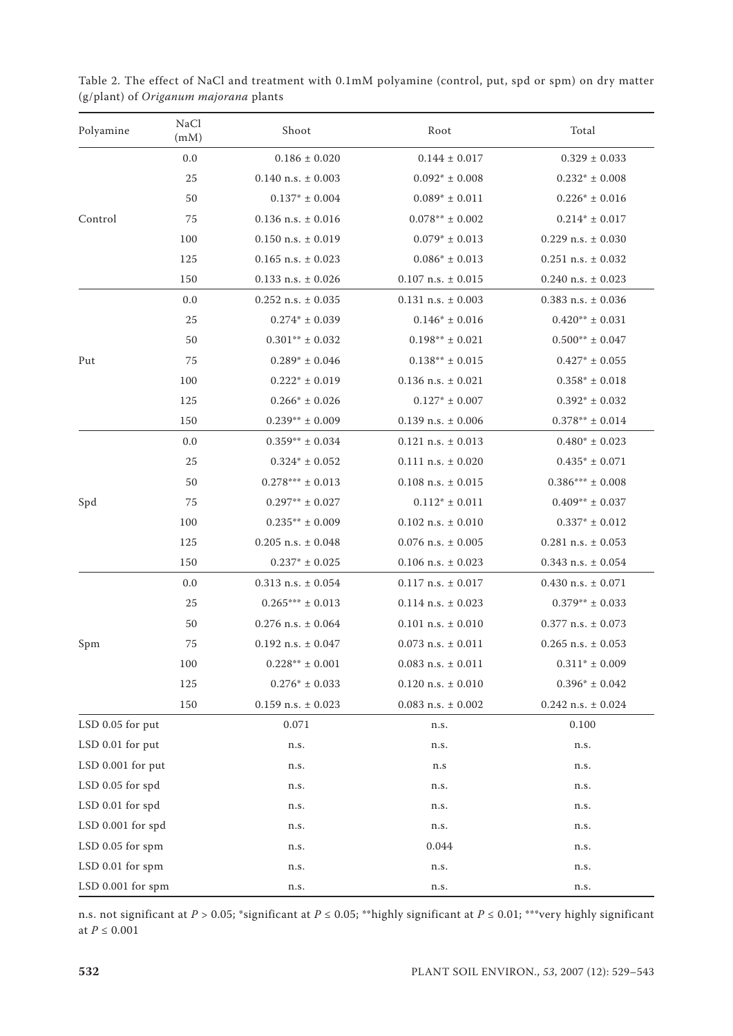Table 2. The effect of NaCl and treatment with 0.1mM polyamine (control, put, spd or spm) on dry matter (g/plant) of *Origanum majorana* plants

| Polyamine | NaCl (mM) | Shoot | Root | Total |
|---|---|---|---|---|
| Control | 0.0 | 0.186 ± 0.020 | 0.144 ± 0.017 | 0.329 ± 0.033 |
| | 25 | 0.140 n.s. ± 0.003 | 0.092* ± 0.008 | 0.232* ± 0.008 |
| | 50 | 0.137* ± 0.004 | 0.089* ± 0.011 | 0.226* ± 0.016 |
| | 75 | 0.136 n.s. ± 0.016 | 0.078** ± 0.002 | 0.214* ± 0.017 |
| | 100 | 0.150 n.s. ± 0.019 | 0.079* ± 0.013 | 0.229 n.s. ± 0.030 |
| | 125 | 0.165 n.s. ± 0.023 | 0.086* ± 0.013 | 0.251 n.s. ± 0.032 |
| | 150 | 0.133 n.s. ± 0.026 | 0.107 n.s. ± 0.015 | 0.240 n.s. ± 0.023 |
| Put | 0.0 | 0.252 n.s. ± 0.035 | 0.131 n.s. ± 0.003 | 0.383 n.s. ± 0.036 |
| | 25 | 0.274* ± 0.039 | 0.146* ± 0.016 | 0.420** ± 0.031 |
| | 50 | 0.301** ± 0.032 | 0.198** ± 0.021 | 0.500** ± 0.047 |
| | 75 | 0.289* ± 0.046 | 0.138** ± 0.015 | 0.427* ± 0.055 |
| | 100 | 0.222* ± 0.019 | 0.136 n.s. ± 0.021 | 0.358* ± 0.018 |
| | 125 | 0.266* ± 0.026 | 0.127* ± 0.007 | 0.392* ± 0.032 |
| | 150 | 0.239** ± 0.009 | 0.139 n.s. ± 0.006 | 0.378** ± 0.014 |
| Spd | 0.0 | 0.359** ± 0.034 | 0.121 n.s. ± 0.013 | 0.480* ± 0.023 |
| | 25 | 0.324* ± 0.052 | 0.111 n.s. ± 0.020 | 0.435* ± 0.071 |
| | 50 | 0.278*** ± 0.013 | 0.108 n.s. ± 0.015 | 0.386*** ± 0.008 |
| | 75 | 0.297** ± 0.027 | 0.112* ± 0.011 | 0.409** ± 0.037 |
| | 100 | 0.235** ± 0.009 | 0.102 n.s. ± 0.010 | 0.337* ± 0.012 |
| | 125 | 0.205 n.s. ± 0.048 | 0.076 n.s. ± 0.005 | 0.281 n.s. ± 0.053 |
| | 150 | 0.237* ± 0.025 | 0.106 n.s. ± 0.023 | 0.343 n.s. ± 0.054 |
| Spm | 0.0 | 0.313 n.s. ± 0.054 | 0.117 n.s. ± 0.017 | 0.430 n.s. ± 0.071 |
| | 25 | 0.265*** ± 0.013 | 0.114 n.s. ± 0.023 | 0.379** ± 0.033 |
| | 50 | 0.276 n.s. ± 0.064 | 0.101 n.s. ± 0.010 | 0.377 n.s. ± 0.073 |
| | 75 | 0.192 n.s. ± 0.047 | 0.073 n.s. ± 0.011 | 0.265 n.s. ± 0.053 |
| | 100 | 0.228** ± 0.001 | 0.083 n.s. ± 0.011 | 0.311* ± 0.009 |
| | 125 | 0.276* ± 0.033 | 0.120 n.s. ± 0.010 | 0.396* ± 0.042 |
| | 150 | 0.159 n.s. ± 0.023 | 0.083 n.s. ± 0.002 | 0.242 n.s. ± 0.024 |
| LSD 0.05 for put | | 0.071 | n.s. | 0.100 |
| LSD 0.01 for put | | n.s. | n.s. | n.s. |
| LSD 0.001 for put | | n.s. | n.s | n.s. |
| LSD 0.05 for spd | | n.s. | n.s. | n.s. |
| LSD 0.01 for spd | | n.s. | n.s. | n.s. |
| LSD 0.001 for spd | | n.s. | n.s. | n.s. |
| LSD 0.05 for spm | | n.s. | 0.044 | n.s. |
| LSD 0.01 for spm | | n.s. | n.s. | n.s. |
| LSD 0.001 for spm | | n.s. | n.s. | n.s. |

n.s. not significant at $P > 0.05$; *significant at $P \leq 0.05$; **highly significant at $P \leq 0.01$; ***very highly significant at $P \leq 0.001$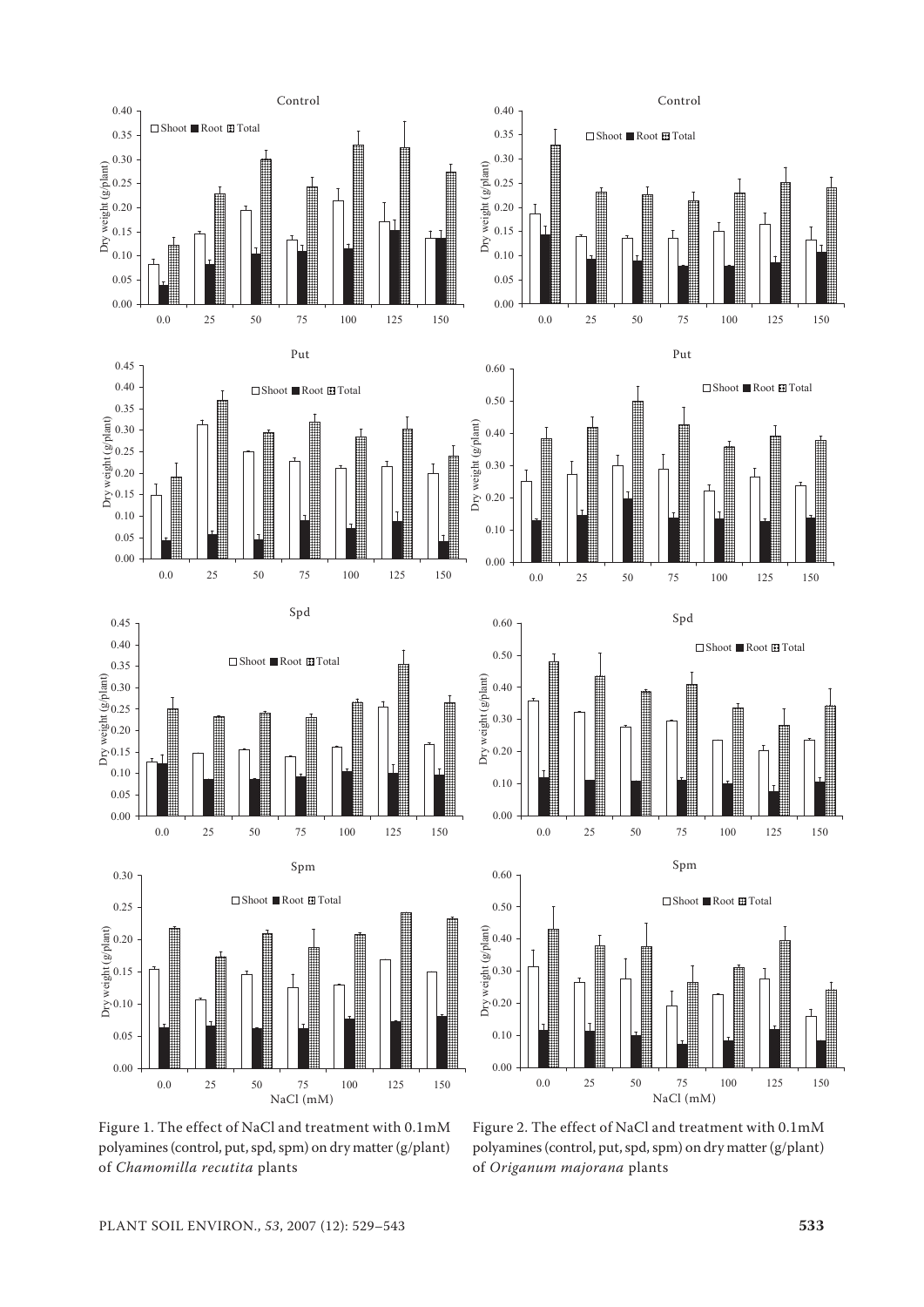Figure 1. The effect of NaCl and treatment with 0.1mM polyamines (control, put, spd, spm) on dry matter (g/plant) of *Chamomilla recutita* plants

Figure 2. The effect of NaCl and treatment with 0.1mM polyamines (control, put, spd, spm) on dry matter (g/plant) of *Origanum majorana* plants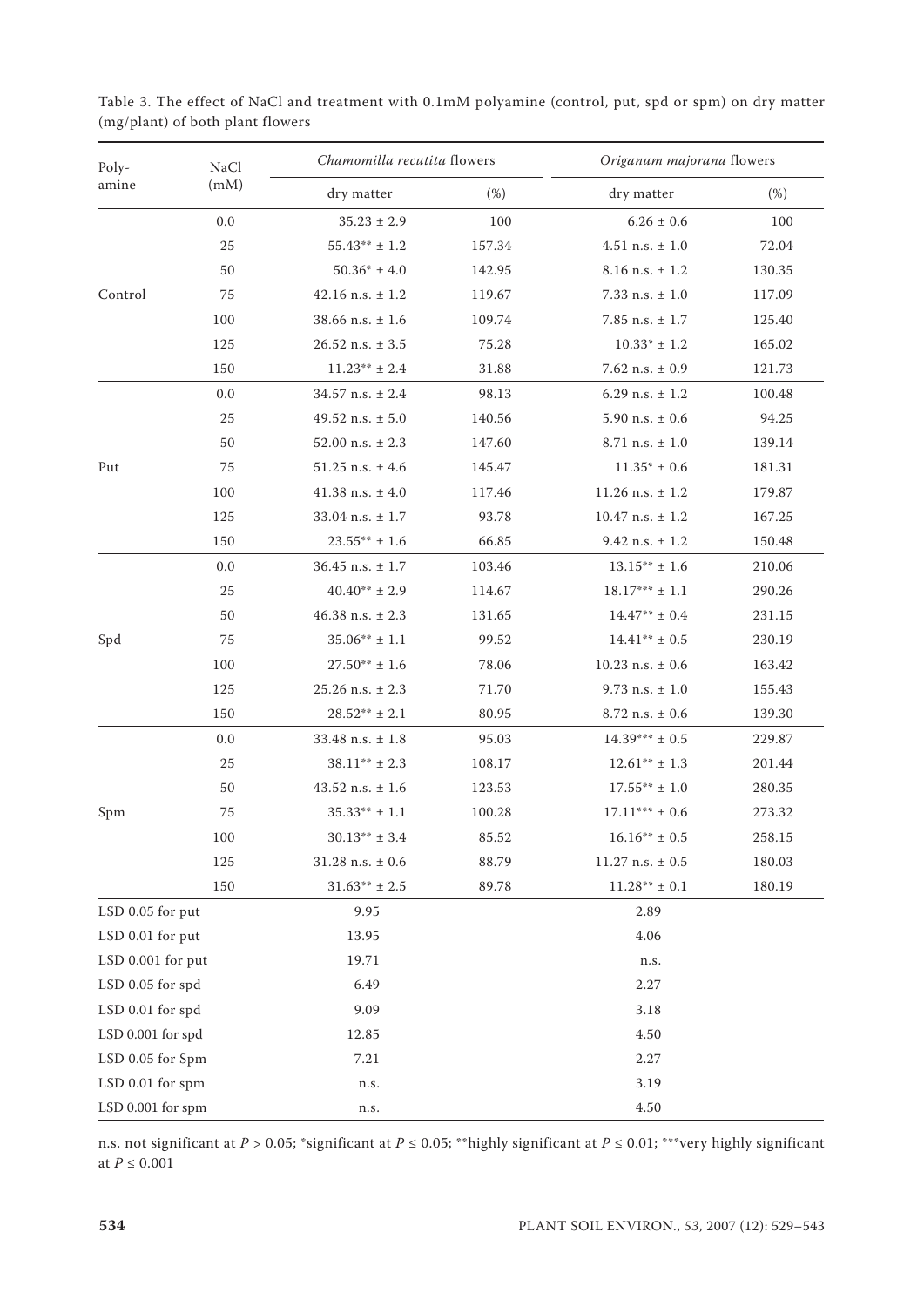Table 3. The effect of NaCl and treatment with 0.1mM polyamine (control, put, spd or spm) on dry matter (mg/plant) of both plant flowers

| Polyamine | NaCl (mM) | *Chamomilla recutita* flowers | | *Origanum majorana* flowers | |
|---|---|---|---|---|---|
| | | dry matter | (%) | dry matter | (%) |
| Control | 0.0 | 35.23 ± 2.9 | 100 | 6.26 ± 0.6 | 100 |
| | 25 | 55.43** ± 1.2 | 157.34 | 4.51 n.s. ± 1.0 | 72.04 |
| | 50 | 50.36* ± 4.0 | 142.95 | 8.16 n.s. ± 1.2 | 130.35 |
| | 75 | 42.16 n.s. ± 1.2 | 119.67 | 7.33 n.s. ± 1.0 | 117.09 |
| | 100 | 38.66 n.s. ± 1.6 | 109.74 | 7.85 n.s. ± 1.7 | 125.40 |
| | 125 | 26.52 n.s. ± 3.5 | 75.28 | 10.33* ± 1.2 | 165.02 |
| | 150 | 11.23** ± 2.4 | 31.88 | 7.62 n.s. ± 0.9 | 121.73 |
| Put | 0.0 | 34.57 n.s. ± 2.4 | 98.13 | 6.29 n.s. ± 1.2 | 100.48 |
| | 25 | 49.52 n.s. ± 5.0 | 140.56 | 5.90 n.s. ± 0.6 | 94.25 |
| | 50 | 52.00 n.s. ± 2.3 | 147.60 | 8.71 n.s. ± 1.0 | 139.14 |
| | 75 | 51.25 n.s. ± 4.6 | 145.47 | 11.35* ± 0.6 | 181.31 |
| | 100 | 41.38 n.s. ± 4.0 | 117.46 | 11.26 n.s. ± 1.2 | 179.87 |
| | 125 | 33.04 n.s. ± 1.7 | 93.78 | 10.47 n.s. ± 1.2 | 167.25 |
| | 150 | 23.55** ± 1.6 | 66.85 | 9.42 n.s. ± 1.2 | 150.48 |
| Spd | 0.0 | 36.45 n.s. ± 1.7 | 103.46 | 13.15** ± 1.6 | 210.06 |
| | 25 | 40.40** ± 2.9 | 114.67 | 18.17*** ± 1.1 | 290.26 |
| | 50 | 46.38 n.s. ± 2.3 | 131.65 | 14.47** ± 0.4 | 231.15 |
| | 75 | 35.06** ± 1.1 | 99.52 | 14.41** ± 0.5 | 230.19 |
| | 100 | 27.50** ± 1.6 | 78.06 | 10.23 n.s. ± 0.6 | 163.42 |
| | 125 | 25.26 n.s. ± 2.3 | 71.70 | 9.73 n.s. ± 1.0 | 155.43 |
| | 150 | 28.52** ± 2.1 | 80.95 | 8.72 n.s. ± 0.6 | 139.30 |
| Spm | 0.0 | 33.48 n.s. ± 1.8 | 95.03 | 14.39*** ± 0.5 | 229.87 |
| | 25 | 38.11** ± 2.3 | 108.17 | 12.61** ± 1.3 | 201.44 |
| | 50 | 43.52 n.s. ± 1.6 | 123.53 | 17.55** ± 1.0 | 280.35 |
| | 75 | 35.33** ± 1.1 | 100.28 | 17.11*** ± 0.6 | 273.32 |
| | 100 | 30.13** ± 3.4 | 85.52 | 16.16** ± 0.5 | 258.15 |
| | 125 | 31.28 n.s. ± 0.6 | 88.79 | 11.27 n.s. ± 0.5 | 180.03 |
| | 150 | 31.63** ± 2.5 | 89.78 | 11.28** ± 0.1 | 180.19 |
| LSD 0.05 for put | | 9.95 | | 2.89 | |
| LSD 0.01 for put | | 13.95 | | 4.06 | |
| LSD 0.001 for put | | 19.71 | | n.s. | |
| LSD 0.05 for spd | | 6.49 | | 2.27 | |
| LSD 0.01 for spd | | 9.09 | | 3.18 | |
| LSD 0.001 for spd | | 12.85 | | 4.50 | |
| LSD 0.05 for Spm | | 7.21 | | 2.27 | |
| LSD 0.01 for spm | | n.s. | | 3.19 | |
| LSD 0.001 for spm | | n.s. | | 4.50 | |

n.s. not significant at $P > 0.05$; *significant at $P \leq 0.05$; **highly significant at $P \leq 0.01$; ***very highly significant at $P \leq 0.001$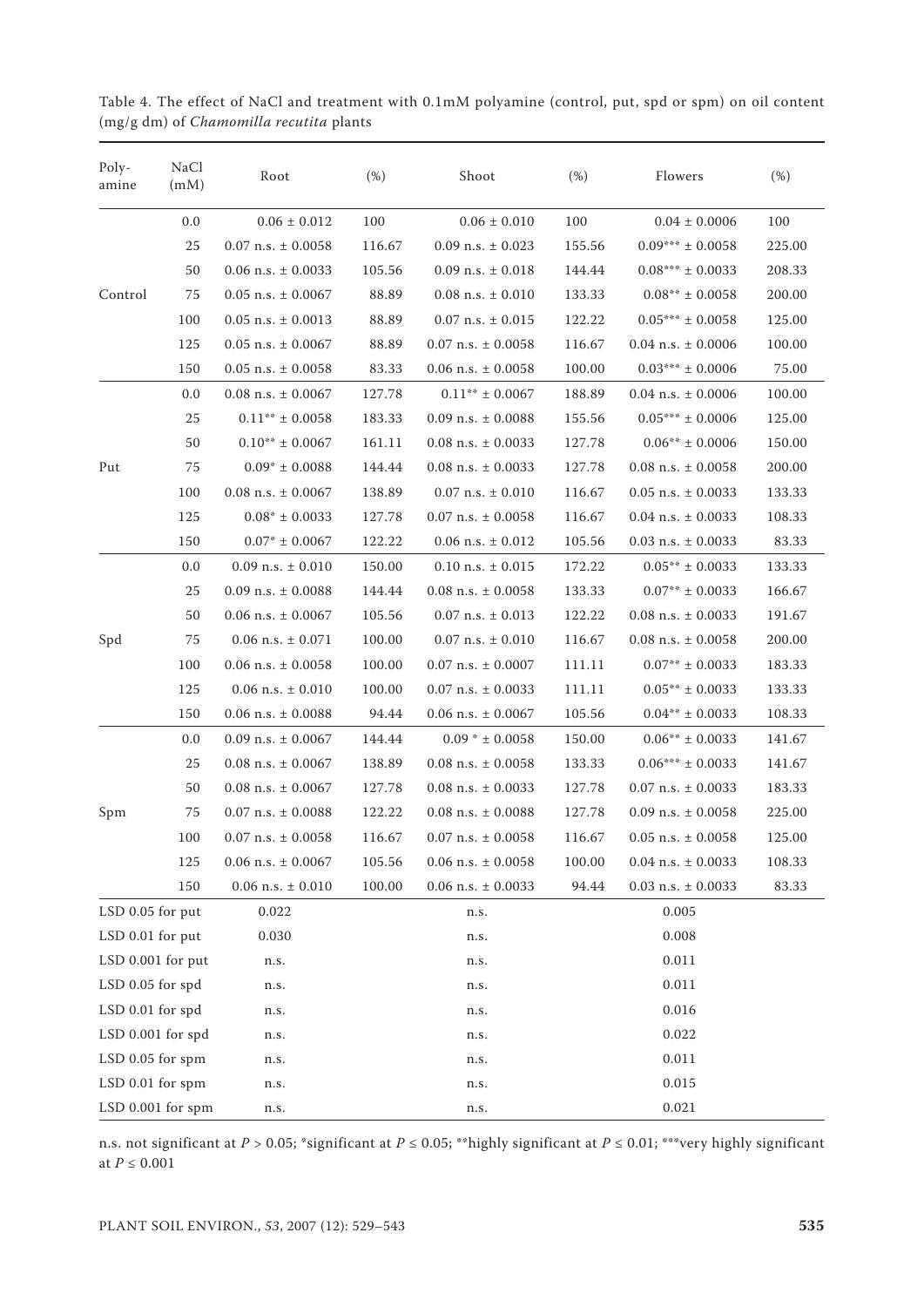Table 4. The effect of NaCl and treatment with 0.1mM polyamine (control, put, spd or spm) on oil content (mg/g dm) of *Chamomilla recutita* plants

| Poly-amine | NaCl (mM) | Root | (%) | Shoot | (%) | Flowers | (%) |
|---|---|---|---|---|---|---|---|
| Control | 0.0 | 0.06 ± 0.012 | 100 | 0.06 ± 0.010 | 100 | 0.04 ± 0.0006 | 100 |
| | 25 | 0.07 n.s. ± 0.0058 | 116.67 | 0.09 n.s. ± 0.023 | 155.56 | 0.09*** ± 0.0058 | 225.00 |
| | 50 | 0.06 n.s. ± 0.0033 | 105.56 | 0.09 n.s. ± 0.018 | 144.44 | 0.08*** ± 0.0033 | 208.33 |
| | 75 | 0.05 n.s. ± 0.0067 | 88.89 | 0.08 n.s. ± 0.010 | 133.33 | 0.08** ± 0.0058 | 200.00 |
| | 100 | 0.05 n.s. ± 0.0013 | 88.89 | 0.07 n.s. ± 0.015 | 122.22 | 0.05*** ± 0.0058 | 125.00 |
| | 125 | 0.05 n.s. ± 0.0067 | 88.89 | 0.07 n.s. ± 0.0058 | 116.67 | 0.04 n.s. ± 0.0006 | 100.00 |
| | 150 | 0.05 n.s. ± 0.0058 | 83.33 | 0.06 n.s. ± 0.0058 | 100.00 | 0.03*** ± 0.0006 | 75.00 |
| Put | 0.0 | 0.08 n.s. ± 0.0067 | 127.78 | 0.11** ± 0.0067 | 188.89 | 0.04 n.s. ± 0.0006 | 100.00 |
| | 25 | 0.11** ± 0.0058 | 183.33 | 0.09 n.s. ± 0.0088 | 155.56 | 0.05*** ± 0.0006 | 125.00 |
| | 50 | 0.10** ± 0.0067 | 161.11 | 0.08 n.s. ± 0.0033 | 127.78 | 0.06** ± 0.0006 | 150.00 |
| | 75 | 0.09* ± 0.0088 | 144.44 | 0.08 n.s. ± 0.0033 | 127.78 | 0.08 n.s. ± 0.0058 | 200.00 |
| | 100 | 0.08 n.s. ± 0.0067 | 138.89 | 0.07 n.s. ± 0.010 | 116.67 | 0.05 n.s. ± 0.0033 | 133.33 |
| | 125 | 0.08* ± 0.0033 | 127.78 | 0.07 n.s. ± 0.0058 | 116.67 | 0.04 n.s. ± 0.0033 | 108.33 |
| | 150 | 0.07* ± 0.0067 | 122.22 | 0.06 n.s. ± 0.012 | 105.56 | 0.03 n.s. ± 0.0033 | 83.33 |
| Spd | 0.0 | 0.09 n.s. ± 0.010 | 150.00 | 0.10 n.s. ± 0.015 | 172.22 | 0.05** ± 0.0033 | 133.33 |
| | 25 | 0.09 n.s. ± 0.0088 | 144.44 | 0.08 n.s. ± 0.0058 | 133.33 | 0.07** ± 0.0033 | 166.67 |
| | 50 | 0.06 n.s. ± 0.0067 | 105.56 | 0.07 n.s. ± 0.013 | 122.22 | 0.08 n.s. ± 0.0033 | 191.67 |
| | 75 | 0.06 n.s. ± 0.071 | 100.00 | 0.07 n.s. ± 0.010 | 116.67 | 0.08 n.s. ± 0.0058 | 200.00 |
| | 100 | 0.06 n.s. ± 0.0058 | 100.00 | 0.07 n.s. ± 0.0007 | 111.11 | 0.07** ± 0.0033 | 183.33 |
| | 125 | 0.06 n.s. ± 0.010 | 100.00 | 0.07 n.s. ± 0.0033 | 111.11 | 0.05** ± 0.0033 | 133.33 |
| | 150 | 0.06 n.s. ± 0.0088 | 94.44 | 0.06 n.s. ± 0.0067 | 105.56 | 0.04** ± 0.0033 | 108.33 |
| Spm | 0.0 | 0.09 n.s. ± 0.0067 | 144.44 | 0.09 * ± 0.0058 | 150.00 | 0.06** ± 0.0033 | 141.67 |
| | 25 | 0.08 n.s. ± 0.0067 | 138.89 | 0.08 n.s. ± 0.0058 | 133.33 | 0.06*** ± 0.0033 | 141.67 |
| | 50 | 0.08 n.s. ± 0.0067 | 127.78 | 0.08 n.s. ± 0.0033 | 127.78 | 0.07 n.s. ± 0.0033 | 183.33 |
| | 75 | 0.07 n.s. ± 0.0088 | 122.22 | 0.08 n.s. ± 0.0088 | 127.78 | 0.09 n.s. ± 0.0058 | 225.00 |
| | 100 | 0.07 n.s. ± 0.0058 | 116.67 | 0.07 n.s. ± 0.0058 | 116.67 | 0.05 n.s. ± 0.0058 | 125.00 |
| | 125 | 0.06 n.s. ± 0.0067 | 105.56 | 0.06 n.s. ± 0.0058 | 100.00 | 0.04 n.s. ± 0.0033 | 108.33 |
| | 150 | 0.06 n.s. ± 0.010 | 100.00 | 0.06 n.s. ± 0.0033 | 94.44 | 0.03 n.s. ± 0.0033 | 83.33 |
| LSD 0.05 for put | | 0.022 | | n.s. | | 0.005 | |
| LSD 0.01 for put | | 0.030 | | n.s. | | 0.008 | |
| LSD 0.001 for put | | n.s. | | n.s. | | 0.011 | |
| LSD 0.05 for spd | | n.s. | | n.s. | | 0.011 | |
| LSD 0.01 for spd | | n.s. | | n.s. | | 0.016 | |
| LSD 0.001 for spd | | n.s. | | n.s. | | 0.022 | |
| LSD 0.05 for spm | | n.s. | | n.s. | | 0.011 | |
| LSD 0.01 for spm | | n.s. | | n.s. | | 0.015 | |
| LSD 0.001 for spm | | n.s. | | n.s. | | 0.021 | |

n.s. not significant at $P > 0.05$; *significant at $P \leq 0.05$; **highly significant at $P \leq 0.01$; ***very highly significant at $P \leq 0.001$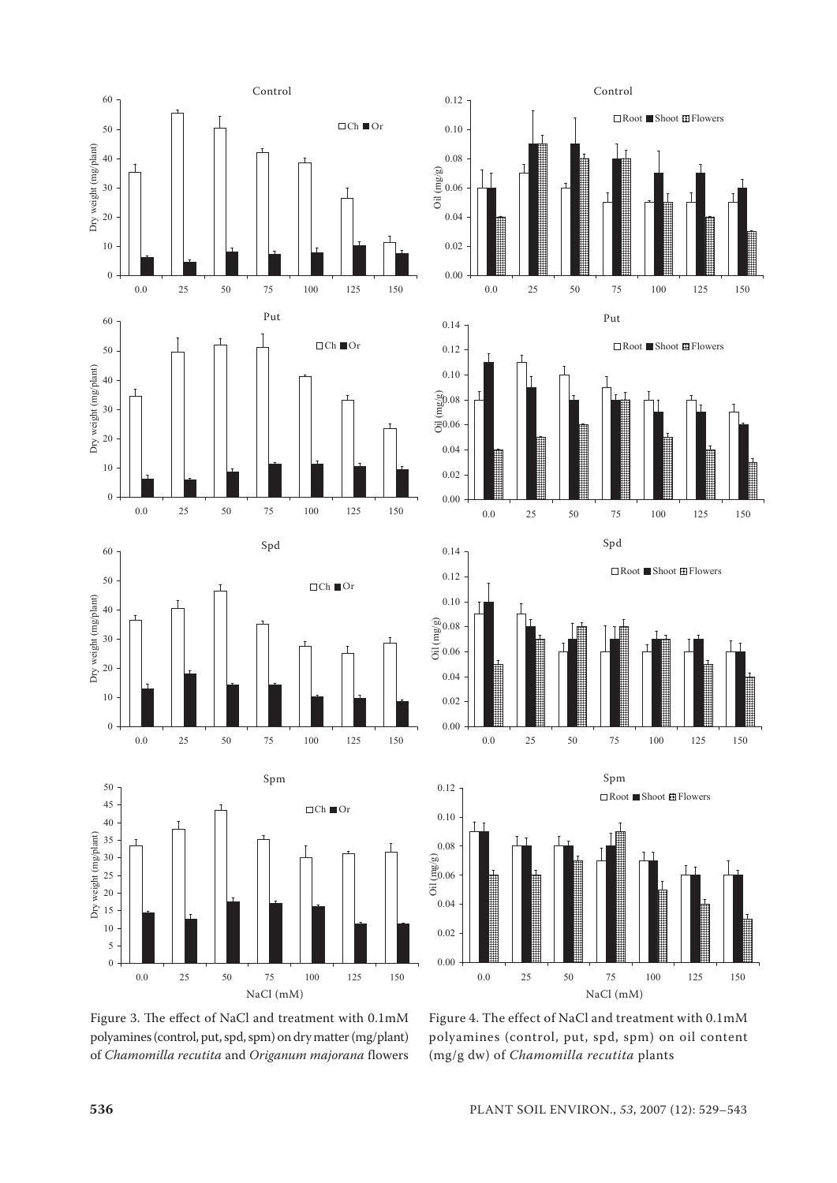Figure 3. The effect of NaCl and treatment with 0.1mM polyamines (control, put, spd, spm) on dry matter (mg/plant) of *Chamomilla recutita* and *Origanum majorana* flowers

Figure 4. The effect of NaCl and treatment with 0.1mM polyamines (control, put, spd, spm) on oil content (mg/g dw) of *Chamomilla recutita* plants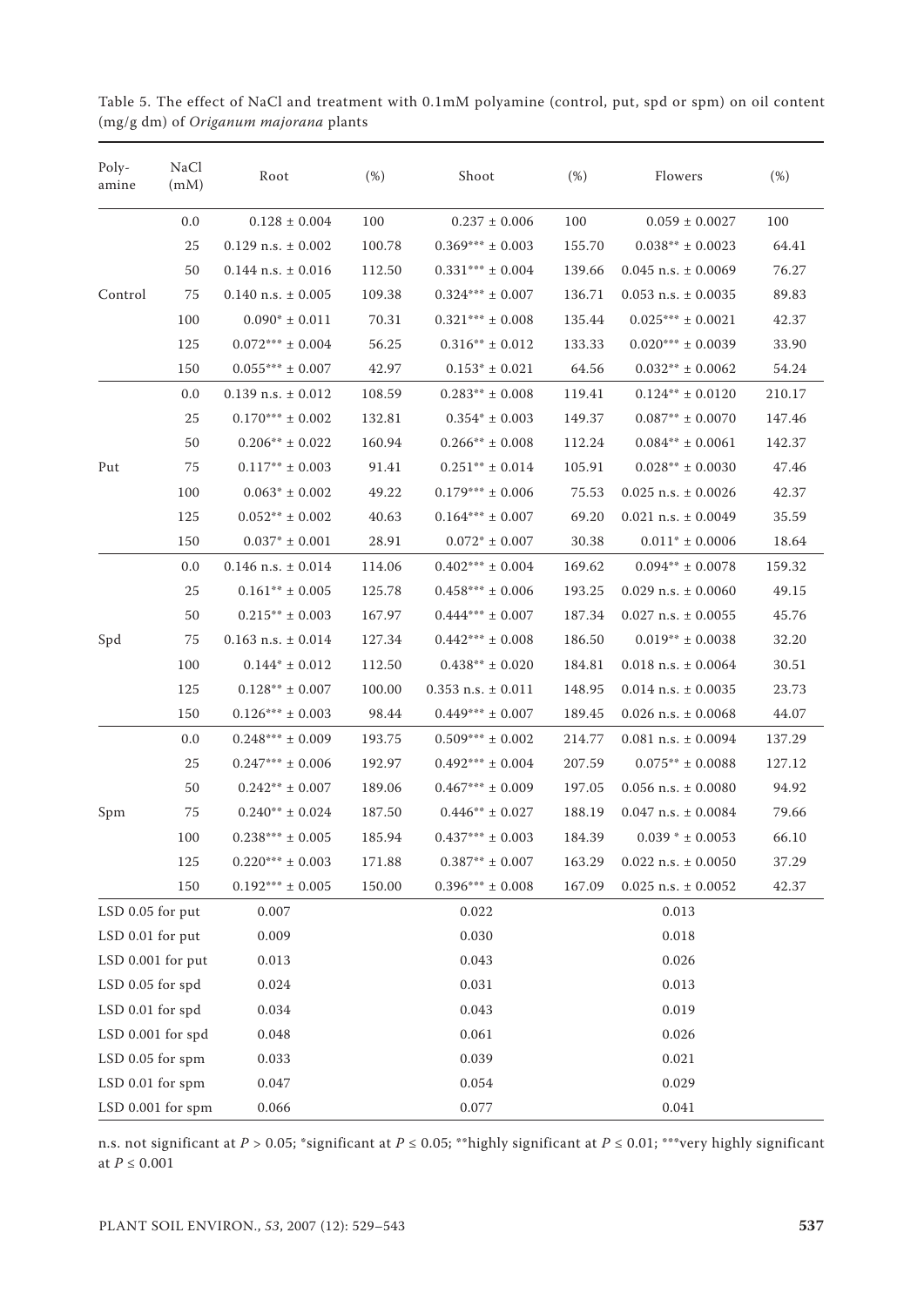Table 5. The effect of NaCl and treatment with 0.1mM polyamine (control, put, spd or spm) on oil content (mg/g dm) of *Origanum majorana* plants

| Poly-amine | NaCl (mM) | Root | (%) | Shoot | (%) | Flowers | (%) |
|---|---|---|---|---|---|---|---|
| Control | 0.0 | 0.128 ± 0.004 | 100 | 0.237 ± 0.006 | 100 | 0.059 ± 0.0027 | 100 |
| | 25 | 0.129 n.s. ± 0.002 | 100.78 | 0.369*** ± 0.003 | 155.70 | 0.038** ± 0.0023 | 64.41 |
| | 50 | 0.144 n.s. ± 0.016 | 112.50 | 0.331*** ± 0.004 | 139.66 | 0.045 n.s. ± 0.0069 | 76.27 |
| | 75 | 0.140 n.s. ± 0.005 | 109.38 | 0.324*** ± 0.007 | 136.71 | 0.053 n.s. ± 0.0035 | 89.83 |
| | 100 | 0.090* ± 0.011 | 70.31 | 0.321*** ± 0.008 | 135.44 | 0.025*** ± 0.0021 | 42.37 |
| | 125 | 0.072*** ± 0.004 | 56.25 | 0.316** ± 0.012 | 133.33 | 0.020*** ± 0.0039 | 33.90 |
| | 150 | 0.055*** ± 0.007 | 42.97 | 0.153* ± 0.021 | 64.56 | 0.032** ± 0.0062 | 54.24 |
| Put | 0.0 | 0.139 n.s. ± 0.012 | 108.59 | 0.283** ± 0.008 | 119.41 | 0.124** ± 0.0120 | 210.17 |
| | 25 | 0.170*** ± 0.002 | 132.81 | 0.354* ± 0.003 | 149.37 | 0.087** ± 0.0070 | 147.46 |
| | 50 | 0.206** ± 0.022 | 160.94 | 0.266** ± 0.008 | 112.24 | 0.084** ± 0.0061 | 142.37 |
| | 75 | 0.117** ± 0.003 | 91.41 | 0.251** ± 0.014 | 105.91 | 0.028** ± 0.0030 | 47.46 |
| | 100 | 0.063* ± 0.002 | 49.22 | 0.179*** ± 0.006 | 75.53 | 0.025 n.s. ± 0.0026 | 42.37 |
| | 125 | 0.052** ± 0.002 | 40.63 | 0.164*** ± 0.007 | 69.20 | 0.021 n.s. ± 0.0049 | 35.59 |
| | 150 | 0.037* ± 0.001 | 28.91 | 0.072* ± 0.007 | 30.38 | 0.011* ± 0.0006 | 18.64 |
| Spd | 0.0 | 0.146 n.s. ± 0.014 | 114.06 | 0.402*** ± 0.004 | 169.62 | 0.094** ± 0.0078 | 159.32 |
| | 25 | 0.161** ± 0.005 | 125.78 | 0.458*** ± 0.006 | 193.25 | 0.029 n.s. ± 0.0060 | 49.15 |
| | 50 | 0.215** ± 0.003 | 167.97 | 0.444*** ± 0.007 | 187.34 | 0.027 n.s. ± 0.0055 | 45.76 |
| | 75 | 0.163 n.s. ± 0.014 | 127.34 | 0.442*** ± 0.008 | 186.50 | 0.019** ± 0.0038 | 32.20 |
| | 100 | 0.144* ± 0.012 | 112.50 | 0.438** ± 0.020 | 184.81 | 0.018 n.s. ± 0.0064 | 30.51 |
| | 125 | 0.128** ± 0.007 | 100.00 | 0.353 n.s. ± 0.011 | 148.95 | 0.014 n.s. ± 0.0035 | 23.73 |
| | 150 | 0.126*** ± 0.003 | 98.44 | 0.449*** ± 0.007 | 189.45 | 0.026 n.s. ± 0.0068 | 44.07 |
| Spm | 0.0 | 0.248*** ± 0.009 | 193.75 | 0.509*** ± 0.002 | 214.77 | 0.081 n.s. ± 0.0094 | 137.29 |
| | 25 | 0.247*** ± 0.006 | 192.97 | 0.492*** ± 0.004 | 207.59 | 0.075** ± 0.0088 | 127.12 |
| | 50 | 0.242** ± 0.007 | 189.06 | 0.467*** ± 0.009 | 197.05 | 0.056 n.s. ± 0.0080 | 94.92 |
| | 75 | 0.240** ± 0.024 | 187.50 | 0.446** ± 0.027 | 188.19 | 0.047 n.s. ± 0.0084 | 79.66 |
| | 100 | 0.238*** ± 0.005 | 185.94 | 0.437*** ± 0.003 | 184.39 | 0.039 * ± 0.0053 | 66.10 |
| | 125 | 0.220*** ± 0.003 | 171.88 | 0.387** ± 0.007 | 163.29 | 0.022 n.s. ± 0.0050 | 37.29 |
| | 150 | 0.192*** ± 0.005 | 150.00 | 0.396*** ± 0.008 | 167.09 | 0.025 n.s. ± 0.0052 | 42.37 |
| LSD 0.05 for put | | 0.007 | | 0.022 | | 0.013 | |
| LSD 0.01 for put | | 0.009 | | 0.030 | | 0.018 | |
| LSD 0.001 for put | | 0.013 | | 0.043 | | 0.026 | |
| LSD 0.05 for spd | | 0.024 | | 0.031 | | 0.013 | |
| LSD 0.01 for spd | | 0.034 | | 0.043 | | 0.019 | |
| LSD 0.001 for spd | | 0.048 | | 0.061 | | 0.026 | |
| LSD 0.05 for spm | | 0.033 | | 0.039 | | 0.021 | |
| LSD 0.01 for spm | | 0.047 | | 0.054 | | 0.029 | |
| LSD 0.001 for spm | | 0.066 | | 0.077 | | 0.041 | |

n.s. not significant at $P > 0.05$; *significant at $P \leq 0.05$; **highly significant at $P \leq 0.01$; ***very highly significant at $P \leq 0.001$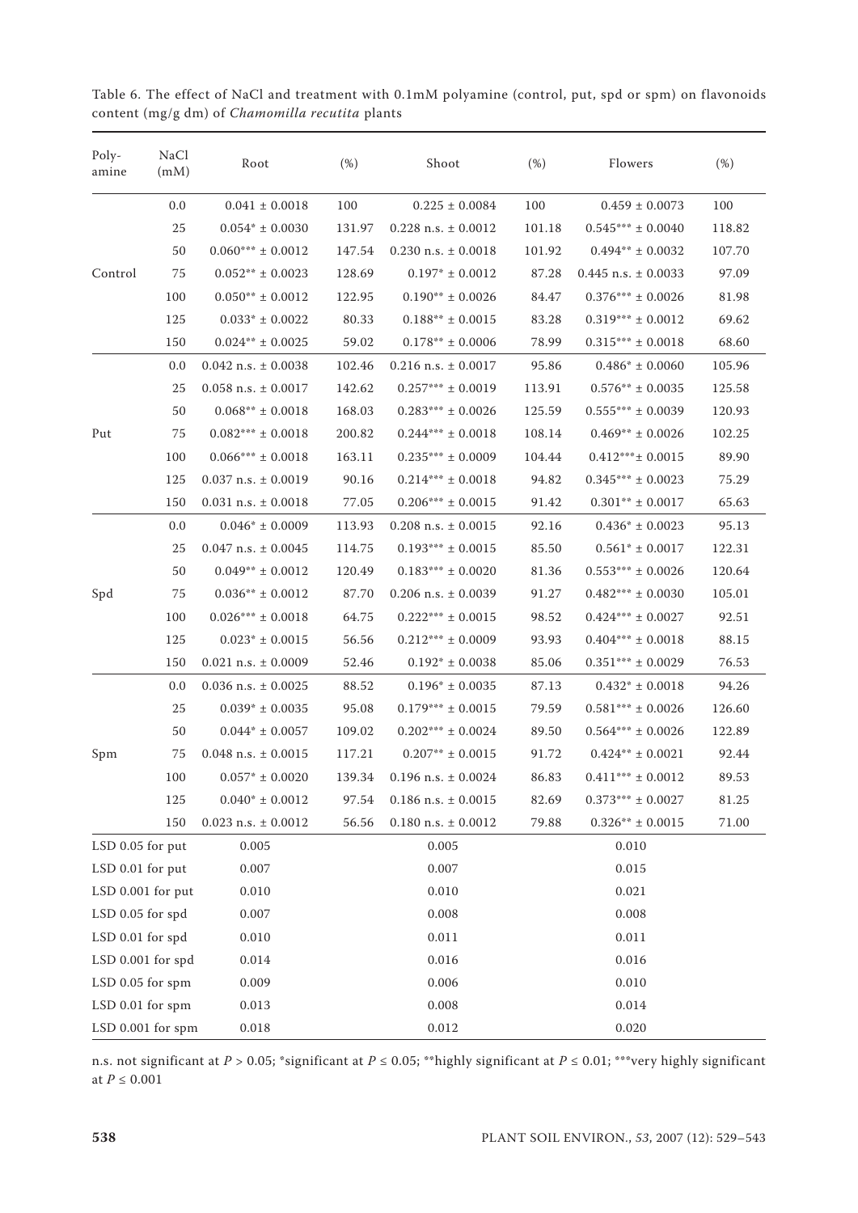Table 6. The effect of NaCl and treatment with 0.1mM polyamine (control, put, spd or spm) on flavonoids content (mg/g dm) of *Chamomilla recutita* plants

| Polyamine | NaCl (mM) | Root | (%) | Shoot | (%) | Flowers | (%) |
|---|---|---|---|---|---|---|---|
| Control | 0.0 | 0.041 ± 0.0018 | 100 | 0.225 ± 0.0084 | 100 | 0.459 ± 0.0073 | 100 |
| | 25 | 0.054* ± 0.0030 | 131.97 | 0.228 n.s. ± 0.0012 | 101.18 | 0.545*** ± 0.0040 | 118.82 |
| | 50 | 0.060*** ± 0.0012 | 147.54 | 0.230 n.s. ± 0.0018 | 101.92 | 0.494** ± 0.0032 | 107.70 |
| | 75 | 0.052** ± 0.0023 | 128.69 | 0.197* ± 0.0012 | 87.28 | 0.445 n.s. ± 0.0033 | 97.09 |
| | 100 | 0.050** ± 0.0012 | 122.95 | 0.190** ± 0.0026 | 84.47 | 0.376*** ± 0.0026 | 81.98 |
| | 125 | 0.033* ± 0.0022 | 80.33 | 0.188** ± 0.0015 | 83.28 | 0.319*** ± 0.0012 | 69.62 |
| | 150 | 0.024** ± 0.0025 | 59.02 | 0.178** ± 0.0006 | 78.99 | 0.315*** ± 0.0018 | 68.60 |
| Put | 0.0 | 0.042 n.s. ± 0.0038 | 102.46 | 0.216 n.s. ± 0.0017 | 95.86 | 0.486* ± 0.0060 | 105.96 |
| | 25 | 0.058 n.s. ± 0.0017 | 142.62 | 0.257*** ± 0.0019 | 113.91 | 0.576** ± 0.0035 | 125.58 |
| | 50 | 0.068** ± 0.0018 | 168.03 | 0.283*** ± 0.0026 | 125.59 | 0.555*** ± 0.0039 | 120.93 |
| | 75 | 0.082*** ± 0.0018 | 200.82 | 0.244*** ± 0.0018 | 108.14 | 0.469** ± 0.0026 | 102.25 |
| | 100 | 0.066*** ± 0.0018 | 163.11 | 0.235*** ± 0.0009 | 104.44 | 0.412***± 0.0015 | 89.90 |
| | 125 | 0.037 n.s. ± 0.0019 | 90.16 | 0.214*** ± 0.0018 | 94.82 | 0.345*** ± 0.0023 | 75.29 |
| | 150 | 0.031 n.s. ± 0.0018 | 77.05 | 0.206*** ± 0.0015 | 91.42 | 0.301** ± 0.0017 | 65.63 |
| Spd | 0.0 | 0.046* ± 0.0009 | 113.93 | 0.208 n.s. ± 0.0015 | 92.16 | 0.436* ± 0.0023 | 95.13 |
| | 25 | 0.047 n.s. ± 0.0045 | 114.75 | 0.193*** ± 0.0015 | 85.50 | 0.561* ± 0.0017 | 122.31 |
| | 50 | 0.049** ± 0.0012 | 120.49 | 0.183*** ± 0.0020 | 81.36 | 0.553*** ± 0.0026 | 120.64 |
| | 75 | 0.036** ± 0.0012 | 87.70 | 0.206 n.s. ± 0.0039 | 91.27 | 0.482*** ± 0.0030 | 105.01 |
| | 100 | 0.026*** ± 0.0018 | 64.75 | 0.222*** ± 0.0015 | 98.52 | 0.424*** ± 0.0027 | 92.51 |
| | 125 | 0.023* ± 0.0015 | 56.56 | 0.212*** ± 0.0009 | 93.93 | 0.404*** ± 0.0018 | 88.15 |
| | 150 | 0.021 n.s. ± 0.0009 | 52.46 | 0.192* ± 0.0038 | 85.06 | 0.351*** ± 0.0029 | 76.53 |
| Spm | 0.0 | 0.036 n.s. ± 0.0025 | 88.52 | 0.196* ± 0.0035 | 87.13 | 0.432* ± 0.0018 | 94.26 |
| | 25 | 0.039* ± 0.0035 | 95.08 | 0.179*** ± 0.0015 | 79.59 | 0.581*** ± 0.0026 | 126.60 |
| | 50 | 0.044* ± 0.0057 | 109.02 | 0.202*** ± 0.0024 | 89.50 | 0.564*** ± 0.0026 | 122.89 |
| | 75 | 0.048 n.s. ± 0.0015 | 117.21 | 0.207** ± 0.0015 | 91.72 | 0.424** ± 0.0021 | 92.44 |
| | 100 | 0.057* ± 0.0020 | 139.34 | 0.196 n.s. ± 0.0024 | 86.83 | 0.411*** ± 0.0012 | 89.53 |
| | 125 | 0.040* ± 0.0012 | 97.54 | 0.186 n.s. ± 0.0015 | 82.69 | 0.373*** ± 0.0027 | 81.25 |
| | 150 | 0.023 n.s. ± 0.0012 | 56.56 | 0.180 n.s. ± 0.0012 | 79.88 | 0.326** ± 0.0015 | 71.00 |
| LSD 0.05 for put | | 0.005 | | 0.005 | | 0.010 | |
| LSD 0.01 for put | | 0.007 | | 0.007 | | 0.015 | |
| LSD 0.001 for put | | 0.010 | | 0.010 | | 0.021 | |
| LSD 0.05 for spd | | 0.007 | | 0.008 | | 0.008 | |
| LSD 0.01 for spd | | 0.010 | | 0.011 | | 0.011 | |
| LSD 0.001 for spd | | 0.014 | | 0.016 | | 0.016 | |
| LSD 0.05 for spm | | 0.009 | | 0.006 | | 0.010 | |
| LSD 0.01 for spm | | 0.013 | | 0.008 | | 0.014 | |
| LSD 0.001 for spm | | 0.018 | | 0.012 | | 0.020 | |

n.s. not significant at $P > 0.05$; *significant at $P \leq 0.05$; **highly significant at $P \leq 0.01$; ***very highly significant at $P \leq 0.001$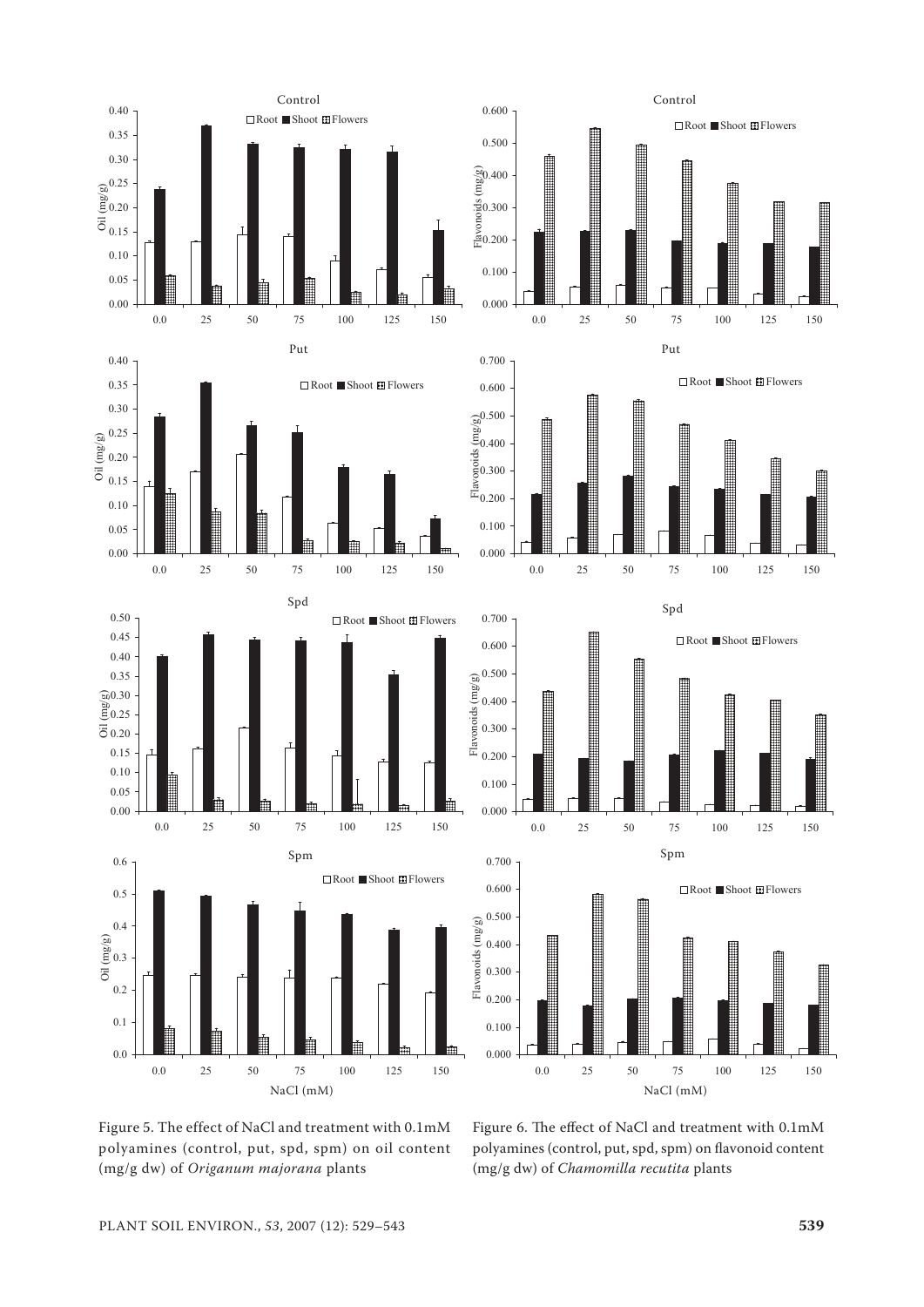Figure 5. The effect of NaCl and treatment with 0.1mM polyamines (control, put, spd, spm) on oil content (mg/g dw) of *Origanum majorana* plants

Figure 6. The effect of NaCl and treatment with 0.1mM polyamines (control, put, spd, spm) on flavonoid content (mg/g dw) of *Chamomilla recutita* plants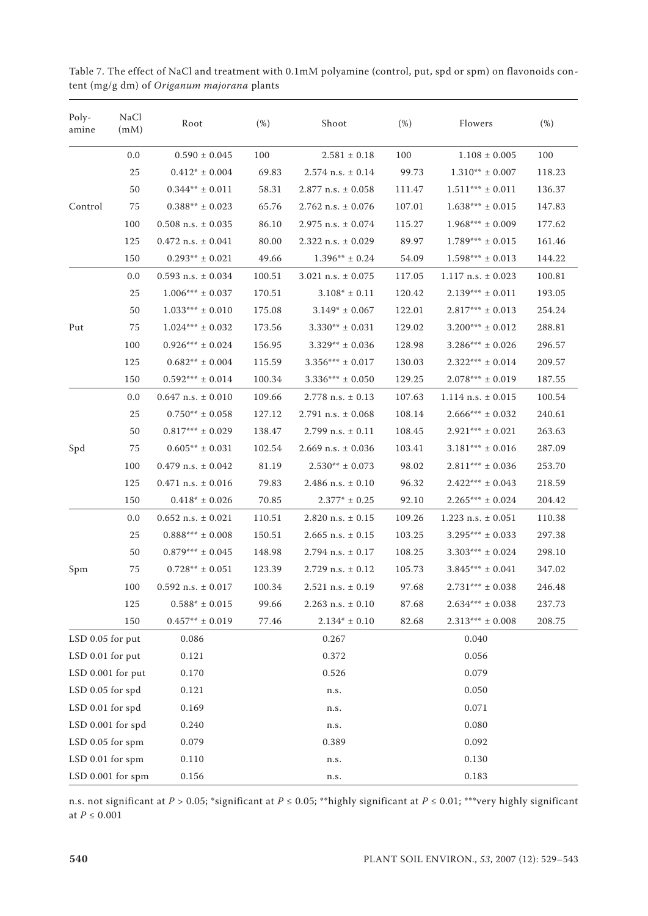Table 7. The effect of NaCl and treatment with 0.1mM polyamine (control, put, spd or spm) on flavonoids content (mg/g dm) of *Origanum majorana* plants

| Poly-amine | NaCl (mM) | Root | (%) | Shoot | (%) | Flowers | (%) |
|---|---|---|---|---|---|---|---|
| Control | 0.0 | 0.590 ± 0.045 | 100 | 2.581 ± 0.18 | 100 | 1.108 ± 0.005 | 100 |
| | 25 | 0.412* ± 0.004 | 69.83 | 2.574 n.s. ± 0.14 | 99.73 | 1.310** ± 0.007 | 118.23 |
| | 50 | 0.344** ± 0.011 | 58.31 | 2.877 n.s. ± 0.058 | 111.47 | 1.511*** ± 0.011 | 136.37 |
| | 75 | 0.388** ± 0.023 | 65.76 | 2.762 n.s. ± 0.076 | 107.01 | 1.638*** ± 0.015 | 147.83 |
| | 100 | 0.508 n.s. ± 0.035 | 86.10 | 2.975 n.s. ± 0.074 | 115.27 | 1.968*** ± 0.009 | 177.62 |
| | 125 | 0.472 n.s. ± 0.041 | 80.00 | 2.322 n.s. ± 0.029 | 89.97 | 1.789*** ± 0.015 | 161.46 |
| | 150 | 0.293** ± 0.021 | 49.66 | 1.396** ± 0.24 | 54.09 | 1.598*** ± 0.013 | 144.22 |
| Put | 0.0 | 0.593 n.s. ± 0.034 | 100.51 | 3.021 n.s. ± 0.075 | 117.05 | 1.117 n.s. ± 0.023 | 100.81 |
| | 25 | 1.006*** ± 0.037 | 170.51 | 3.108* ± 0.11 | 120.42 | 2.139*** ± 0.011 | 193.05 |
| | 50 | 1.033*** ± 0.010 | 175.08 | 3.149* ± 0.067 | 122.01 | 2.817*** ± 0.013 | 254.24 |
| | 75 | 1.024*** ± 0.032 | 173.56 | 3.330** ± 0.031 | 129.02 | 3.200*** ± 0.012 | 288.81 |
| | 100 | 0.926*** ± 0.024 | 156.95 | 3.329** ± 0.036 | 128.98 | 3.286*** ± 0.026 | 296.57 |
| | 125 | 0.682** ± 0.004 | 115.59 | 3.356*** ± 0.017 | 130.03 | 2.322*** ± 0.014 | 209.57 |
| | 150 | 0.592*** ± 0.014 | 100.34 | 3.336*** ± 0.050 | 129.25 | 2.078*** ± 0.019 | 187.55 |
| Spd | 0.0 | 0.647 n.s. ± 0.010 | 109.66 | 2.778 n.s. ± 0.13 | 107.63 | 1.114 n.s. ± 0.015 | 100.54 |
| | 25 | 0.750** ± 0.058 | 127.12 | 2.791 n.s. ± 0.068 | 108.14 | 2.666*** ± 0.032 | 240.61 |
| | 50 | 0.817*** ± 0.029 | 138.47 | 2.799 n.s. ± 0.11 | 108.45 | 2.921*** ± 0.021 | 263.63 |
| | 75 | 0.605** ± 0.031 | 102.54 | 2.669 n.s. ± 0.036 | 103.41 | 3.181*** ± 0.016 | 287.09 |
| | 100 | 0.479 n.s. ± 0.042 | 81.19 | 2.530** ± 0.073 | 98.02 | 2.811*** ± 0.036 | 253.70 |
| | 125 | 0.471 n.s. ± 0.016 | 79.83 | 2.486 n.s. ± 0.10 | 96.32 | 2.422*** ± 0.043 | 218.59 |
| | 150 | 0.418* ± 0.026 | 70.85 | 2.377* ± 0.25 | 92.10 | 2.265*** ± 0.024 | 204.42 |
| Spm | 0.0 | 0.652 n.s. ± 0.021 | 110.51 | 2.820 n.s. ± 0.15 | 109.26 | 1.223 n.s. ± 0.051 | 110.38 |
| | 25 | 0.888*** ± 0.008 | 150.51 | 2.665 n.s. ± 0.15 | 103.25 | 3.295*** ± 0.033 | 297.38 |
| | 50 | 0.879*** ± 0.045 | 148.98 | 2.794 n.s. ± 0.17 | 108.25 | 3.303*** ± 0.024 | 298.10 |
| | 75 | 0.728** ± 0.051 | 123.39 | 2.729 n.s. ± 0.12 | 105.73 | 3.845*** ± 0.041 | 347.02 |
| | 100 | 0.592 n.s. ± 0.017 | 100.34 | 2.521 n.s. ± 0.19 | 97.68 | 2.731*** ± 0.038 | 246.48 |
| | 125 | 0.588* ± 0.015 | 99.66 | 2.263 n.s. ± 0.10 | 87.68 | 2.634*** ± 0.038 | 237.73 |
| | 150 | 0.457** ± 0.019 | 77.46 | 2.134* ± 0.10 | 82.68 | 2.313*** ± 0.008 | 208.75 |
| LSD 0.05 for put | | 0.086 | | 0.267 | | 0.040 | |
| LSD 0.01 for put | | 0.121 | | 0.372 | | 0.056 | |
| LSD 0.001 for put | | 0.170 | | 0.526 | | 0.079 | |
| LSD 0.05 for spd | | 0.121 | | n.s. | | 0.050 | |
| LSD 0.01 for spd | | 0.169 | | n.s. | | 0.071 | |
| LSD 0.001 for spd | | 0.240 | | n.s. | | 0.080 | |
| LSD 0.05 for spm | | 0.079 | | 0.389 | | 0.092 | |
| LSD 0.01 for spm | | 0.110 | | n.s. | | 0.130 | |
| LSD 0.001 for spm | | 0.156 | | n.s. | | 0.183 | |

n.s. not significant at $P > 0.05$; *significant at $P \leq 0.05$; **highly significant at $P \leq 0.01$; ***very highly significant at $P \leq 0.001$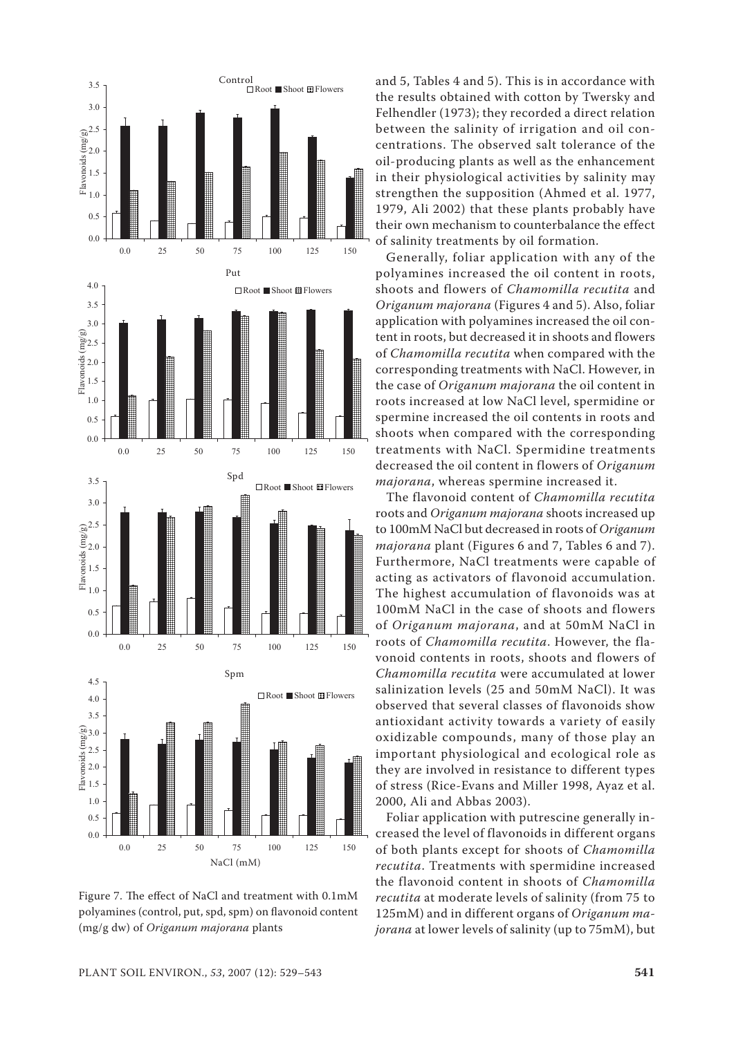Figure 7. The effect of NaCl and treatment with 0.1mM polyamines (control, put, spd, spm) on flavonoid content (mg/g dw) of *Origanum majorana* plants

and 5, Tables 4 and 5). This is in accordance with the results obtained with cotton by Twersky and Felhendler (1973); they recorded a direct relation between the salinity of irrigation and oil concentrations. The observed salt tolerance of the oil-producing plants as well as the enhancement in their physiological activities by salinity may strengthen the supposition (Ahmed et al. 1977, 1979, Ali 2002) that these plants probably have their own mechanism to counterbalance the effect of salinity treatments by oil formation.

Generally, foliar application with any of the polyamines increased the oil content in roots, shoots and flowers of *Chamomilla recutita* and *Origanum majorana* (Figures 4 and 5). Also, foliar application with polyamines increased the oil content in roots, but decreased it in shoots and flowers of *Chamomilla recutita* when compared with the corresponding treatments with NaCl. However, in the case of *Origanum majorana* the oil content in roots increased at low NaCl level, spermidine or spermine increased the oil contents in roots and shoots when compared with the corresponding treatments with NaCl. Spermidine treatments decreased the oil content in flowers of *Origanum majorana*, whereas spermine increased it.

The flavonoid content of *Chamomilla recutita* roots and *Origanum majorana* shoots increased up to 100mM NaCl but decreased in roots of *Origanum majorana* plant (Figures 6 and 7, Tables 6 and 7). Furthermore, NaCl treatments were capable of acting as activators of flavonoid accumulation. The highest accumulation of flavonoids was at 100mM NaCl in the case of shoots and flowers of *Origanum majorana*, and at 50mM NaCl in roots of *Chamomilla recutita*. However, the flavonoid contents in roots, shoots and flowers of *Chamomilla recutita* were accumulated at lower salinization levels (25 and 50mM NaCl). It was observed that several classes of flavonoids show antioxidant activity towards a variety of easily oxidizable compounds, many of those play an important physiological and ecological role as they are involved in resistance to different types of stress (Rice-Evans and Miller 1998, Ayaz et al. 2000, Ali and Abbas 2003).

Foliar application with putrescine generally increased the level of flavonoids in different organs of both plants except for shoots of *Chamomilla recutita*. Treatments with spermidine increased the flavonoid content in shoots of *Chamomilla recutita* at moderate levels of salinity (from 75 to 125mM) and in different organs of *Origanum majorana* at lower levels of salinity (up to 75mM), but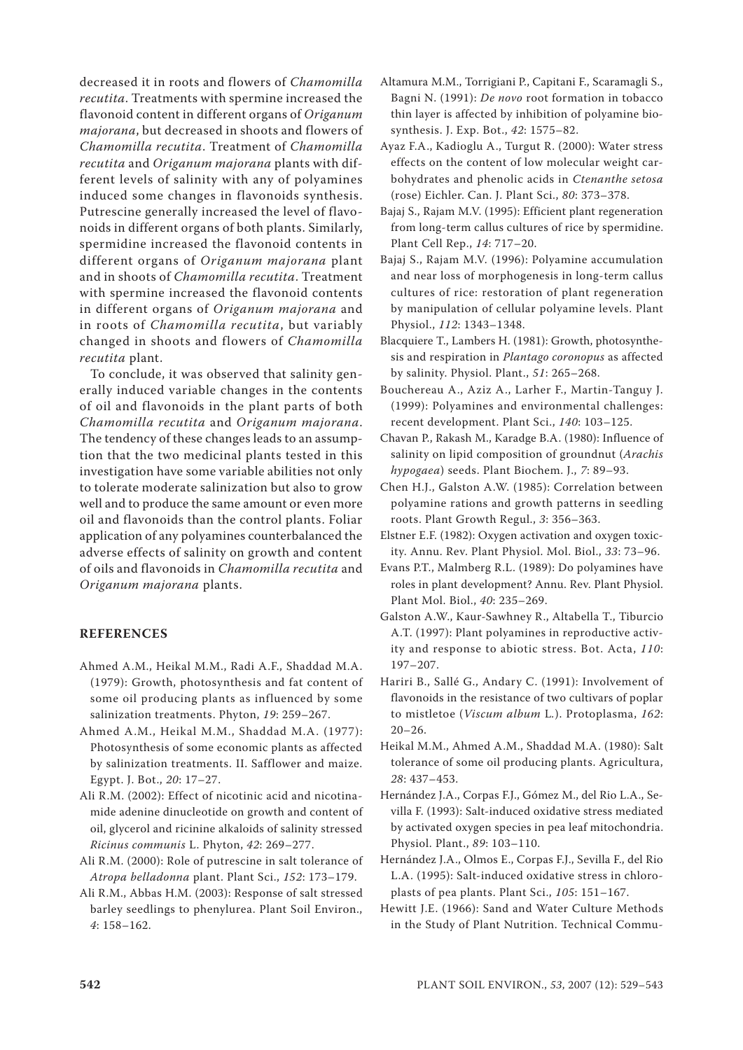decreased it in roots and flowers of *Chamomilla recutita*. Treatments with spermine increased the flavonoid content in different organs of *Origanum majorana*, but decreased in shoots and flowers of *Chamomilla recutita*. Treatment of *Chamomilla recutita* and *Origanum majorana* plants with different levels of salinity with any of polyamines induced some changes in flavonoids synthesis. Putrescine generally increased the level of flavonoids in different organs of both plants. Similarly, spermidine increased the flavonoid contents in different organs of *Origanum majorana* plant and in shoots of *Chamomilla recutita*. Treatment with spermine increased the flavonoid contents in different organs of *Origanum majorana* and in roots of *Chamomilla recutita*, but variably changed in shoots and flowers of *Chamomilla recutita* plant.

To conclude, it was observed that salinity generally induced variable changes in the contents of oil and flavonoids in the plant parts of both *Chamomilla recutita* and *Origanum majorana*. The tendency of these changes leads to an assumption that the two medicinal plants tested in this investigation have some variable abilities not only to tolerate moderate salinization but also to grow well and to produce the same amount or even more oil and flavonoids than the control plants. Foliar application of any polyamines counterbalanced the adverse effects of salinity on growth and content of oils and flavonoids in *Chamomilla recutita* and *Origanum majorana* plants.

## REFERENCES

Ahmed A.M., Heikal M.M., Radi A.F., Shaddad M.A. (1979): Growth, photosynthesis and fat content of some oil producing plants as influenced by some salinization treatments. Phyton, *19*: 259–267.

Ahmed A.M., Heikal M.M., Shaddad M.A. (1977): Photosynthesis of some economic plants as affected by salinization treatments. II. Safflower and maize. Egypt. J. Bot., *20*: 17–27.

Ali R.M. (2002): Effect of nicotinic acid and nicotinamide adenine dinucleotide on growth and content of oil, glycerol and ricinine alkaloids of salinity stressed *Ricinus communis* L. Phyton, *42*: 269–277.

Ali R.M. (2000): Role of putrescine in salt tolerance of *Atropa belladonna* plant. Plant Sci., *152*: 173–179.

Ali R.M., Abbas H.M. (2003): Response of salt stressed barley seedlings to phenylurea. Plant Soil Environ., *4*: 158–162.

Altamura M.M., Torrigiani P., Capitani F., Scaramagli S., Bagni N. (1991): *De novo* root formation in tobacco thin layer is affected by inhibition of polyamine biosynthesis. J. Exp. Bot., *42*: 1575–82.

Ayaz F.A., Kadioglu A., Turgut R. (2000): Water stress effects on the content of low molecular weight carbohydrates and phenolic acids in *Ctenanthe setosa* (rose) Eichler. Can. J. Plant Sci., *80*: 373–378.

Bajaj S., Rajam M.V. (1995): Efficient plant regeneration from long-term callus cultures of rice by spermidine. Plant Cell Rep., *14*: 717–20.

Bajaj S., Rajam M.V. (1996): Polyamine accumulation and near loss of morphogenesis in long-term callus cultures of rice: restoration of plant regeneration by manipulation of cellular polyamine levels. Plant Physiol., *112*: 1343–1348.

Blacquiere T., Lambers H. (1981): Growth, photosynthesis and respiration in *Plantago coronopus* as affected by salinity. Physiol. Plant., *51*: 265–268.

Bouchereau A., Aziz A., Larher F., Martin-Tanguy J. (1999): Polyamines and environmental challenges: recent development. Plant Sci., *140*: 103–125.

Chavan P., Rakash M., Karadge B.A. (1980): Influence of salinity on lipid composition of groundnut (*Arachis hypogaea*) seeds. Plant Biochem. J., *7*: 89–93.

Chen H.J., Galston A.W. (1985): Correlation between polyamine rations and growth patterns in seedling roots. Plant Growth Regul., *3*: 356–363.

Elstner E.F. (1982): Oxygen activation and oxygen toxicity. Annu. Rev. Plant Physiol. Mol. Biol., *33*: 73–96.

Evans P.T., Malmberg R.L. (1989): Do polyamines have roles in plant development? Annu. Rev. Plant Physiol. Plant Mol. Biol., *40*: 235–269.

Galston A.W., Kaur-Sawhney R., Altabella T., Tiburcio A.T. (1997): Plant polyamines in reproductive activity and response to abiotic stress. Bot. Acta, *110*: 197–207.

Hariri B., Sallé G., Andary C. (1991): Involvement of flavonoids in the resistance of two cultivars of poplar to mistletoe (*Viscum album* L.). Protoplasma, *162*: 20–26.

Heikal M.M., Ahmed A.M., Shaddad M.A. (1980): Salt tolerance of some oil producing plants. Agricultura, *28*: 437–453.

Hernández J.A., Corpas F.J., Gómez M., del Rio L.A., Sevilla F. (1993): Salt-induced oxidative stress mediated by activated oxygen species in pea leaf mitochondria. Physiol. Plant., *89*: 103–110.

Hernández J.A., Olmos E., Corpas F.J., Sevilla F., del Rio L.A. (1995): Salt-induced oxidative stress in chloroplasts of pea plants. Plant Sci., *105*: 151–167.

Hewitt J.E. (1966): Sand and Water Culture Methods in the Study of Plant Nutrition. Technical Commu-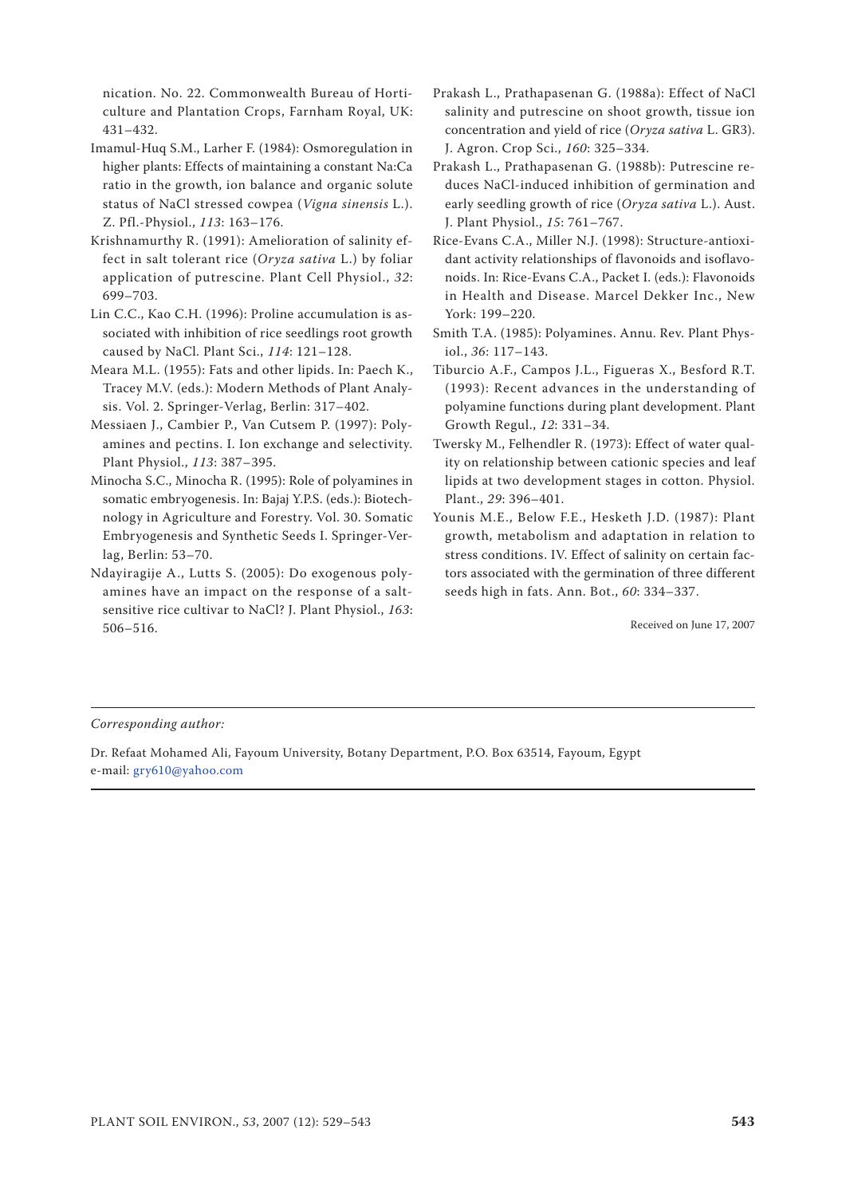nication. No. 22. Commonwealth Bureau of Horticulture and Plantation Crops, Farnham Royal, UK: 431–432.

Imamul-Huq S.M., Larher F. (1984): Osmoregulation in higher plants: Effects of maintaining a constant Na:Ca ratio in the growth, ion balance and organic solute status of NaCl stressed cowpea (*Vigna sinensis* L.). Z. Pfl.-Physiol., *113*: 163–176.

Krishnamurthy R. (1991): Amelioration of salinity effect in salt tolerant rice (*Oryza sativa* L.) by foliar application of putrescine. Plant Cell Physiol., *32*: 699–703.

Lin C.C., Kao C.H. (1996): Proline accumulation is associated with inhibition of rice seedlings root growth caused by NaCl. Plant Sci., *114*: 121–128.

Meara M.L. (1955): Fats and other lipids. In: Paech K., Tracey M.V. (eds.): Modern Methods of Plant Analysis. Vol. 2. Springer-Verlag, Berlin: 317–402.

Messiaen J., Cambier P., Van Cutsem P. (1997): Polyamines and pectins. I. Ion exchange and selectivity. Plant Physiol., *113*: 387–395.

Minocha S.C., Minocha R. (1995): Role of polyamines in somatic embryogenesis. In: Bajaj Y.P.S. (eds.): Biotechnology in Agriculture and Forestry. Vol. 30. Somatic Embryogenesis and Synthetic Seeds I. Springer-Verlag, Berlin: 53–70.

Ndayiragije A., Lutts S. (2005): Do exogenous polyamines have an impact on the response of a salt-sensitive rice cultivar to NaCl? J. Plant Physiol., *163*: 506–516.

Prakash L., Prathapasenan G. (1988a): Effect of NaCl salinity and putrescine on shoot growth, tissue ion concentration and yield of rice (*Oryza sativa* L. GR3). J. Agron. Crop Sci., *160*: 325–334.

Prakash L., Prathapasenan G. (1988b): Putrescine reduces NaCl-induced inhibition of germination and early seedling growth of rice (*Oryza sativa* L.). Aust. J. Plant Physiol., *15*: 761–767.

Rice-Evans C.A., Miller N.J. (1998): Structure-antioxidant activity relationships of flavonoids and isoflavonoids. In: Rice-Evans C.A., Packet I. (eds.): Flavonoids in Health and Disease. Marcel Dekker Inc., New York: 199–220.

Smith T.A. (1985): Polyamines. Annu. Rev. Plant Physiol., *36*: 117–143.

Tiburcio A.F., Campos J.L., Figueras X., Besford R.T. (1993): Recent advances in the understanding of polyamine functions during plant development. Plant Growth Regul., *12*: 331–34.

Twersky M., Felhendler R. (1973): Effect of water quality on relationship between cationic species and leaf lipids at two development stages in cotton. Physiol. Plant., *29*: 396–401.

Younis M.E., Below F.E., Hesketh J.D. (1987): Plant growth, metabolism and adaptation in relation to stress conditions. IV. Effect of salinity on certain factors associated with the germination of three different seeds high in fats. Ann. Bot., *60*: 334–337.

Received on June 17, 2007

*Corresponding author:*

Dr. Refaat Mohamed Ali, Fayoum University, Botany Department, P.O. Box 63514, Fayoum, Egypt
e-mail: gry610@yahoo.com